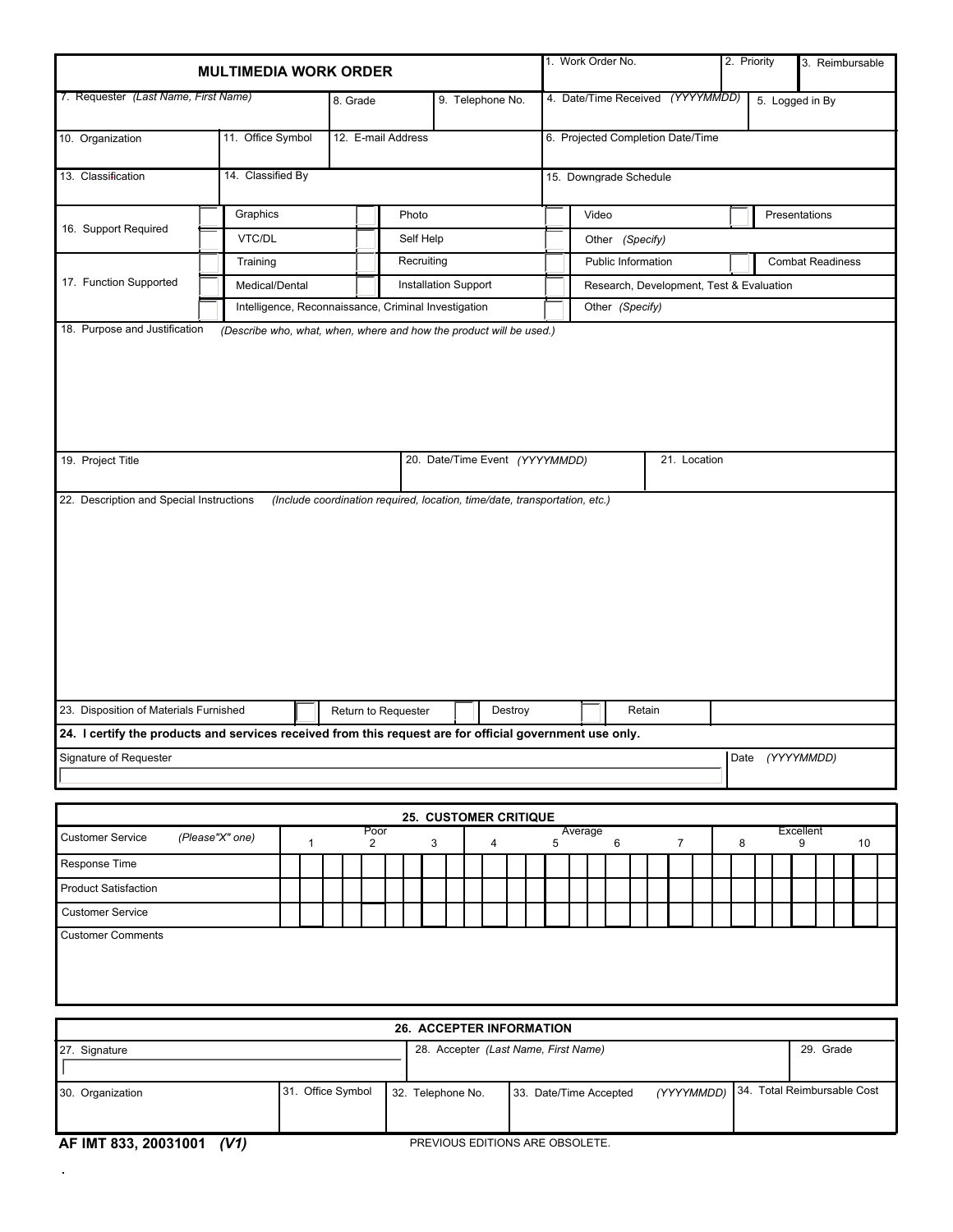# MULTIMEDIA WORK ORDER

| 1. Work Order No. | 2. Priority | 3. Reimbursable |
|---|---|---|
| | | |

| 7. Requester *(Last Name, First Name)* | 8. Grade | 9. Telephone No. | 4. Date/Time Received *(YYYYMMDD)* | 5. Logged in By |
|---|---|---|---|---|
| | | | | |

| 10. Organization | 11. Office Symbol | 12. E-mail Address | 6. Projected Completion Date/Time |
|---|---|---|---|
| | | | |

| 13. Classification | 14. Classified By | 15. Downgrade Schedule |
|---|---|---|
| | | |

**16. Support Required**

- [ ] Graphics
- [ ] Photo
- [ ] Video
- [ ] Presentations
- [ ] VTC/DL
- [ ] Self Help
- [ ] Other *(Specify)*

**17. Function Supported**

- [ ] Training
- [ ] Recruiting
- [ ] Public Information
- [ ] Combat Readiness
- [ ] Medical/Dental
- [ ] Installation Support
- [ ] Research, Development, Test & Evaluation
- [ ] Intelligence, Reconnaissance, Criminal Investigation
- [ ] Other *(Specify)*

**18. Purpose and Justification** *(Describe who, what, when, where and how the product will be used.)*

| 19. Project Title | 20. Date/Time Event *(YYYYMMDD)* | 21. Location |
|---|---|---|
| | | |

**22. Description and Special Instructions** *(Include coordination required, location, time/date, transportation, etc.)*

**23. Disposition of Materials Furnished**

- [ ] Return to Requester
- [ ] Destroy
- [ ] Retain

**24. I certify the products and services received from this request are for official government use only.**

| Signature of Requester | Date *(YYYYMMDD)* |
|---|---|
| | |

## 25. CUSTOMER CRITIQUE

| Customer Service *(Please"X" one)* | 1 | Poor 2 | 3 | 4 | Average 5 | 6 | 7 | 8 | Excellent 9 | 10 |
|---|---|---|---|---|---|---|---|---|---|---|
| Response Time | | | | | | | | | | |
| Product Satisfaction | | | | | | | | | | |
| Customer Service | | | | | | | | | | |

Customer Comments

## 26. ACCEPTER INFORMATION

| 27. Signature | 28. Accepter *(Last Name, First Name)* | 29. Grade |
|---|---|---|
| | | |

| 30. Organization | 31. Office Symbol | 32. Telephone No. | 33. Date/Time Accepted *(YYYYMMDD)* | 34. Total Reimbursable Cost |
|---|---|---|---|---|
| | | | | |

**AF IMT 833, 20031001** ***(V1)*** PREVIOUS EDITIONS ARE OBSOLETE.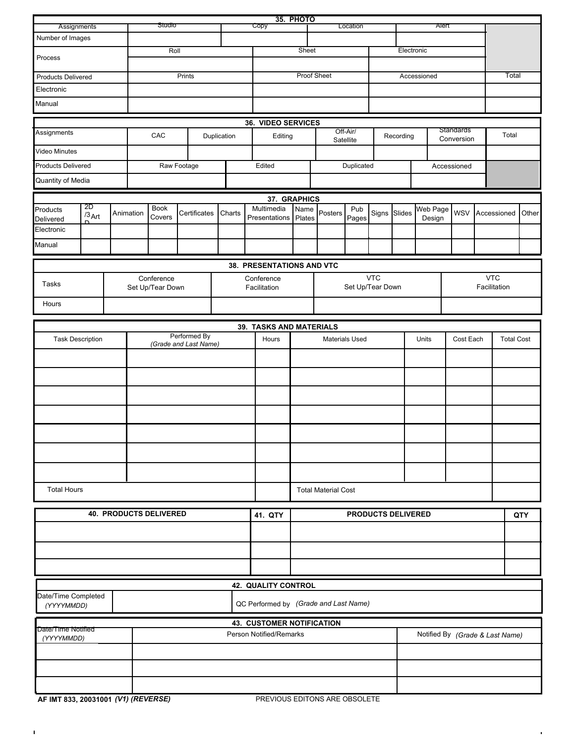## 35. PHOTO

| Assignments | Studio | Copy | Location | Alert | |
|---|---|---|---|---|---|
| Number of Images | | | | | |

| Process | Roll | Sheet | Electronic | |
|---|---|---|---|---|
| | | | | |

| Products Delivered | Prints | Proof Sheet | Accessioned | Total |
|---|---|---|---|---|
| Electronic | | | | |
| Manual | | | | |

## 36. VIDEO SERVICES

| Assignments | CAC | Duplication | Editing | Off-Air/ Satellite | Recording | Standards Conversion | Total |
|---|---|---|---|---|---|---|---|
| Video Minutes | | | | | | | |

| Products Delivered | Raw Footage | Edited | Duplicated | Accessioned | |
|---|---|---|---|---|---|
| Quantity of Media | | | | | |

## 37. GRAPHICS

| Products Delivered | 2D/3D Art | Animation | Book Covers | Certificates | Charts | Multimedia Presentations | Name Plates | Posters | Pub Pages | Signs | Slides | Web Page Design | WSV | Accessioned | Other |
|---|---|---|---|---|---|---|---|---|---|---|---|---|---|---|---|
| Electronic | | | | | | | | | | | | | | | |
| Manual | | | | | | | | | | | | | | | |

## 38. PRESENTATIONS AND VTC

| Tasks | Conference Set Up/Tear Down | Conference Facilitation | VTC Set Up/Tear Down | VTC Facilitation |
|---|---|---|---|---|
| Hours | | | | |

## 39. TASKS AND MATERIALS

| Task Description | Performed By *(Grade and Last Name)* | Hours | Materials Used | Units | Cost Each | Total Cost |
|---|---|---|---|---|---|---|
| | | | | | | |
| | | | | | | |
| | | | | | | |
| | | | | | | |
| | | | | | | |
| | | | | | | |
| | | | | | | |
| Total Hours | | | Total Material Cost | | | |

| 40. PRODUCTS DELIVERED | 41. QTY | PRODUCTS DELIVERED | QTY |
|---|---|---|---|
| | | | |
| | | | |
| | | | |

## 42. QUALITY CONTROL

| Date/Time Completed *(YYYYMMDD)* | | QC Performed by *(Grade and Last Name)* |
|---|---|---|

## 43. CUSTOMER NOTIFICATION

| Date/Time Notified *(YYYYMMDD)* | Person Notified/Remarks | Notified By *(Grade & Last Name)* |
|---|---|---|
| | | |
| | | |
| | | |

AF IMT 833, 20031001 *(V1) (REVERSE)* PREVIOUS EDITONS ARE OBSOLETE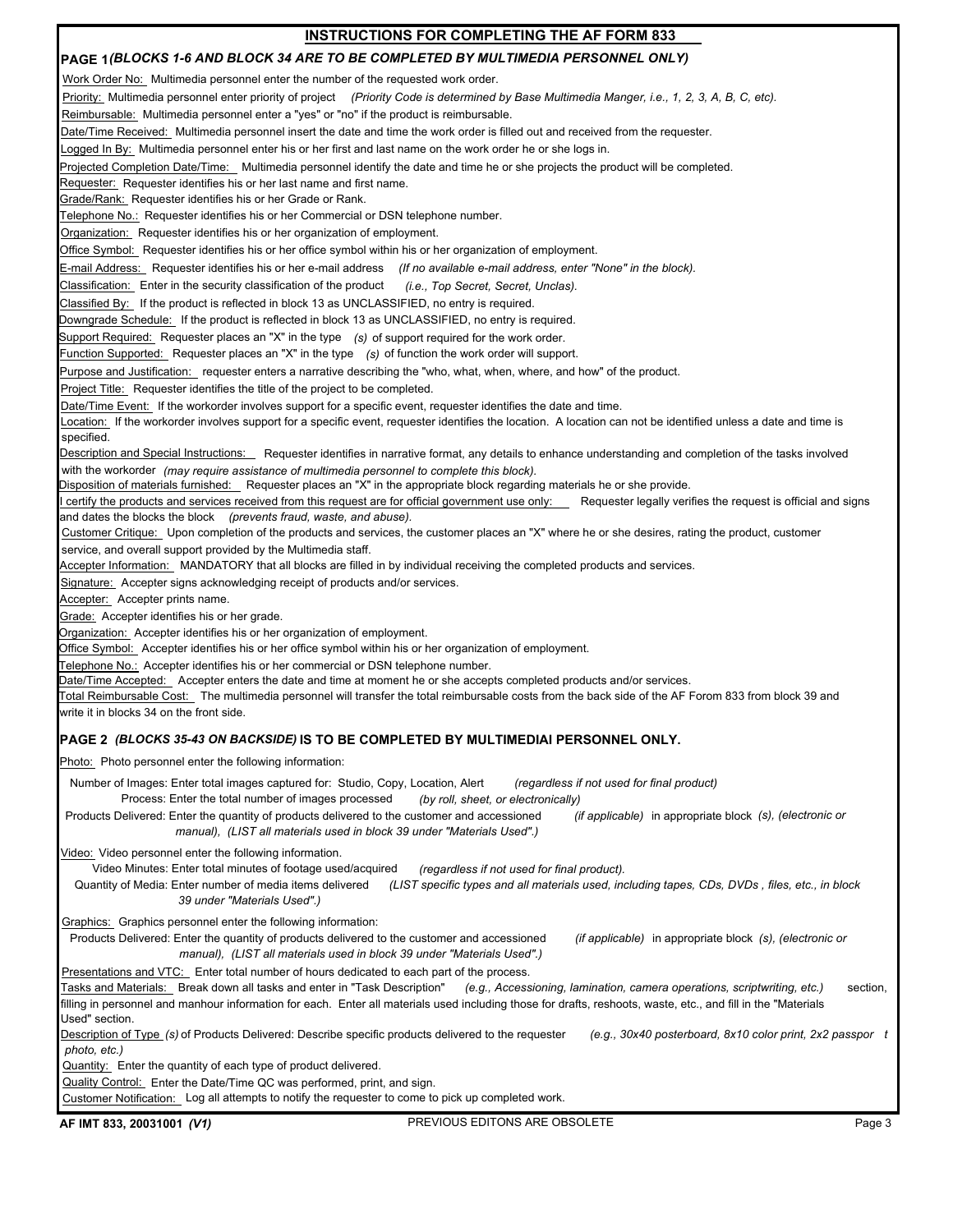## INSTRUCTIONS FOR COMPLETING THE AF FORM 833

### PAGE 1 *(BLOCKS 1-6 AND BLOCK 34 ARE TO BE COMPLETED BY MULTIMEDIA PERSONNEL ONLY)*

Work Order No: Multimedia personnel enter the number of the requested work order.

Priority: Multimedia personnel enter priority of project *(Priority Code is determined by Base Multimedia Manger, i.e., 1, 2, 3, A, B, C, etc).*

Reimbursable: Multimedia personnel enter a "yes" or "no" if the product is reimbursable.

Date/Time Received: Multimedia personnel insert the date and time the work order is filled out and received from the requester.

Logged In By: Multimedia personnel enter his or her first and last name on the work order he or she logs in.

Projected Completion Date/Time: Multimedia personnel identify the date and time he or she projects the product will be completed.

Requester: Requester identifies his or her last name and first name.

Grade/Rank: Requester identifies his or her Grade or Rank.

Telephone No.: Requester identifies his or her Commercial or DSN telephone number.

Organization: Requester identifies his or her organization of employment.

Office Symbol: Requester identifies his or her office symbol within his or her organization of employment.

E-mail Address: Requester identifies his or her e-mail address *(If no available e-mail address, enter "None" in the block).*

Classification: Enter in the security classification of the product *(i.e., Top Secret, Secret, Unclas).*

Classified By: If the product is reflected in block 13 as UNCLASSIFIED, no entry is required.

Downgrade Schedule: If the product is reflected in block 13 as UNCLASSIFIED, no entry is required.

Support Required: Requester places an "X" in the type *(s)* of support required for the work order.

Function Supported: Requester places an "X" in the type *(s)* of function the work order will support.

Purpose and Justification: requester enters a narrative describing the "who, what, when, where, and how" of the product.

Project Title: Requester identifies the title of the project to be completed.

Date/Time Event: If the workorder involves support for a specific event, requester identifies the date and time.

Location: If the workorder involves support for a specific event, requester identifies the location. A location can not be identified unless a date and time is specified.

Description and Special Instructions: Requester identifies in narrative format, any details to enhance understanding and completion of the tasks involved with the workorder *(may require assistance of multimedia personnel to complete this block).*

Disposition of materials furnished: Requester places an "X" in the appropriate block regarding materials he or she provide.

I certify the products and services received from this request are for official government use only: Requester legally verifies the request is official and signs and dates the blocks the block *(prevents fraud, waste, and abuse).*

Customer Critique: Upon completion of the products and services, the customer places an "X" where he or she desires, rating the product, customer service, and overall support provided by the Multimedia staff.

Accepter Information: MANDATORY that all blocks are filled in by individual receiving the completed products and services.

Signature: Accepter signs acknowledging receipt of products and/or services.

Accepter: Accepter prints name.

Grade: Accepter identifies his or her grade.

Organization: Accepter identifies his or her organization of employment.

Office Symbol: Accepter identifies his or her office symbol within his or her organization of employment.

Telephone No.: Accepter identifies his or her commercial or DSN telephone number.

Date/Time Accepted: Accepter enters the date and time at moment he or she accepts completed products and/or services.

Total Reimbursable Cost: The multimedia personnel will transfer the total reimbursable costs from the back side of the AF Forom 833 from block 39 and write it in blocks 34 on the front side.

### PAGE 2 *(BLOCKS 35-43 ON BACKSIDE)* IS TO BE COMPLETED BY MULTIMEDIAI PERSONNEL ONLY.

Photo: Photo personnel enter the following information:

Number of Images: Enter total images captured for: Studio, Copy, Location, Alert *(regardless if not used for final product)*

Process: Enter the total number of images processed *(by roll, sheet, or electronically)*

Products Delivered: Enter the quantity of products delivered to the customer and accessioned *(if applicable)* in appropriate block *(s), (electronic or manual), (LIST all materials used in block 39 under "Materials Used".)*

Video: Video personnel enter the following information.

Video Minutes: Enter total minutes of footage used/acquired *(regardless if not used for final product).*

Quantity of Media: Enter number of media items delivered *(LIST specific types and all materials used, including tapes, CDs, DVDs , files, etc., in block 39 under "Materials Used".)*

Graphics: Graphics personnel enter the following information:

Products Delivered: Enter the quantity of products delivered to the customer and accessioned *(if applicable)* in appropriate block *(s), (electronic or manual), (LIST all materials used in block 39 under "Materials Used".)*

Presentations and VTC: Enter total number of hours dedicated to each part of the process.

Tasks and Materials: Break down all tasks and enter in "Task Description" *(e.g., Accessioning, lamination, camera operations, scriptwriting, etc.)* section, filling in personnel and manhour information for each. Enter all materials used including those for drafts, reshoots, waste, etc., and fill in the "Materials Used" section.

Description of Type *(s)* of Products Delivered: Describe specific products delivered to the requester *(e.g., 30x40 posterboard, 8x10 color print, 2x2 passport photo, etc.)*

Quantity: Enter the quantity of each type of product delivered.

Quality Control: Enter the Date/Time QC was performed, print, and sign.

Customer Notification: Log all attempts to notify the requester to come to pick up completed work.

AF IMT 833, 20031001 *(V1)* PREVIOUS EDITONS ARE OBSOLETE